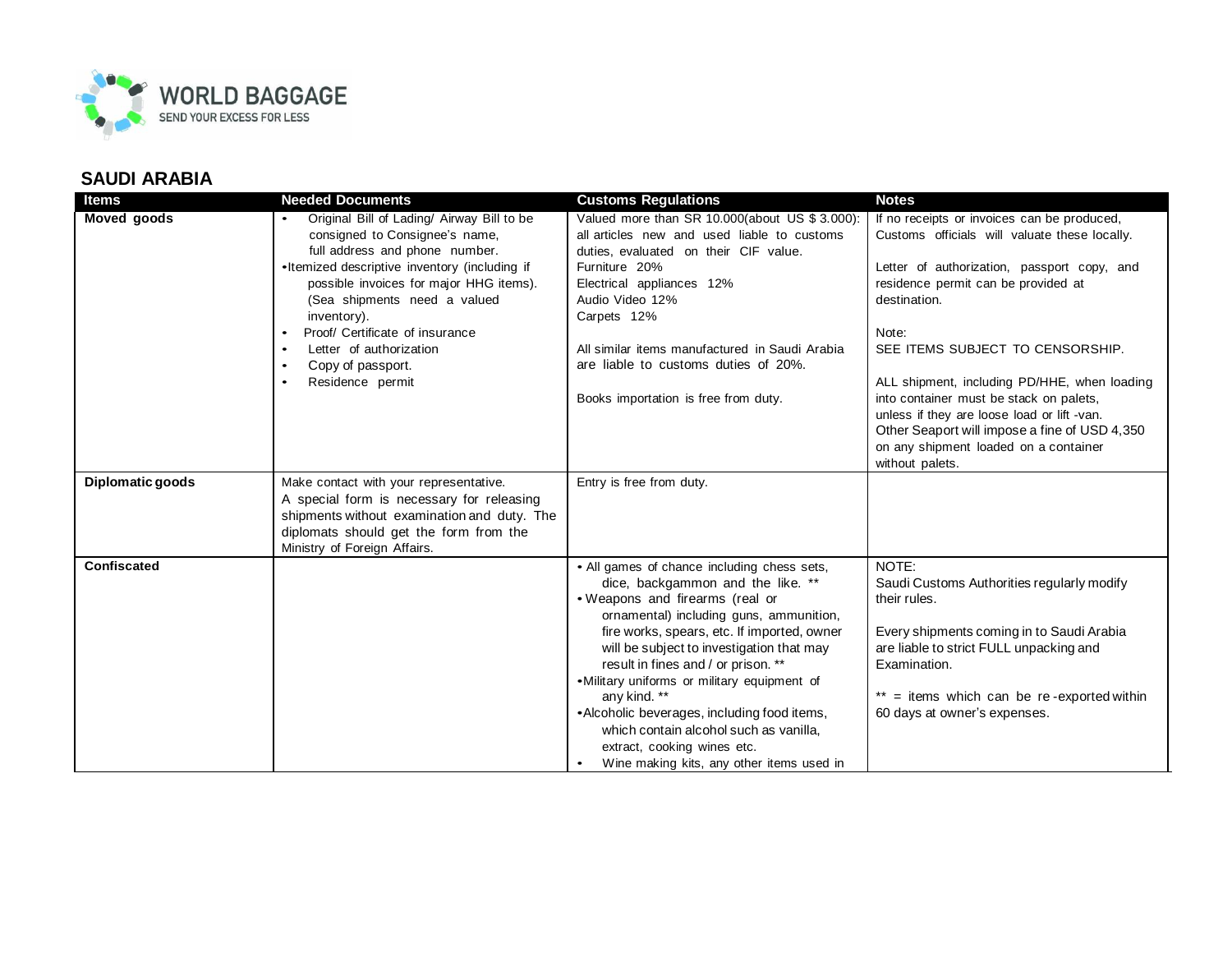WORLD BAGGAGE
SEND YOUR EXCESS FOR LESS

## SAUDI ARABIA

| Items | Needed Documents | Customs Regulations | Notes |
|---|---|---|---|
| **Moved goods** | • Original Bill of Lading/ Airway Bill to be consigned to Consignee's name, full address and phone number.<br>• Itemized descriptive inventory (including if possible invoices for major HHG items). (Sea shipments need a valued inventory).<br>• Proof/ Certificate of insurance<br>• Letter of authorization<br>• Copy of passport.<br>• Residence permit | Valued more than SR 10.000(about US $ 3.000): all articles new and used liable to customs duties, evaluated on their CIF value.<br>Furniture 20%<br>Electrical appliances 12%<br>Audio Video 12%<br>Carpets 12%<br><br>All similar items manufactured in Saudi Arabia are liable to customs duties of 20%.<br><br>Books importation is free from duty. | If no receipts or invoices can be produced, Customs officials will valuate these locally.<br><br>Letter of authorization, passport copy, and residence permit can be provided at destination.<br><br>Note:<br>SEE ITEMS SUBJECT TO CENSORSHIP.<br><br>ALL shipment, including PD/HHE, when loading into container must be stack on palets, unless if they are loose load or lift -van.<br>Other Seaport will impose a fine of USD 4,350 on any shipment loaded on a container without palets. |
| **Diplomatic goods** | Make contact with your representative.<br>A special form is necessary for releasing shipments without examination and duty. The diplomats should get the form from the Ministry of Foreign Affairs. | Entry is free from duty. | |
| **Confiscated** | | • All games of chance including chess sets, dice, backgammon and the like. **<br>• Weapons and firearms (real or ornamental) including guns, ammunition, fire works, spears, etc. If imported, owner will be subject to investigation that may result in fines and / or prison. **<br>• Military uniforms or military equipment of any kind. **<br>• Alcoholic beverages, including food items, which contain alcohol such as vanilla, extract, cooking wines etc.<br>• Wine making kits, any other items used in | NOTE:<br>Saudi Customs Authorities regularly modify their rules.<br><br>Every shipments coming in to Saudi Arabia are liable to strict FULL unpacking and Examination.<br><br>** = items which can be re-exported within 60 days at owner's expenses. |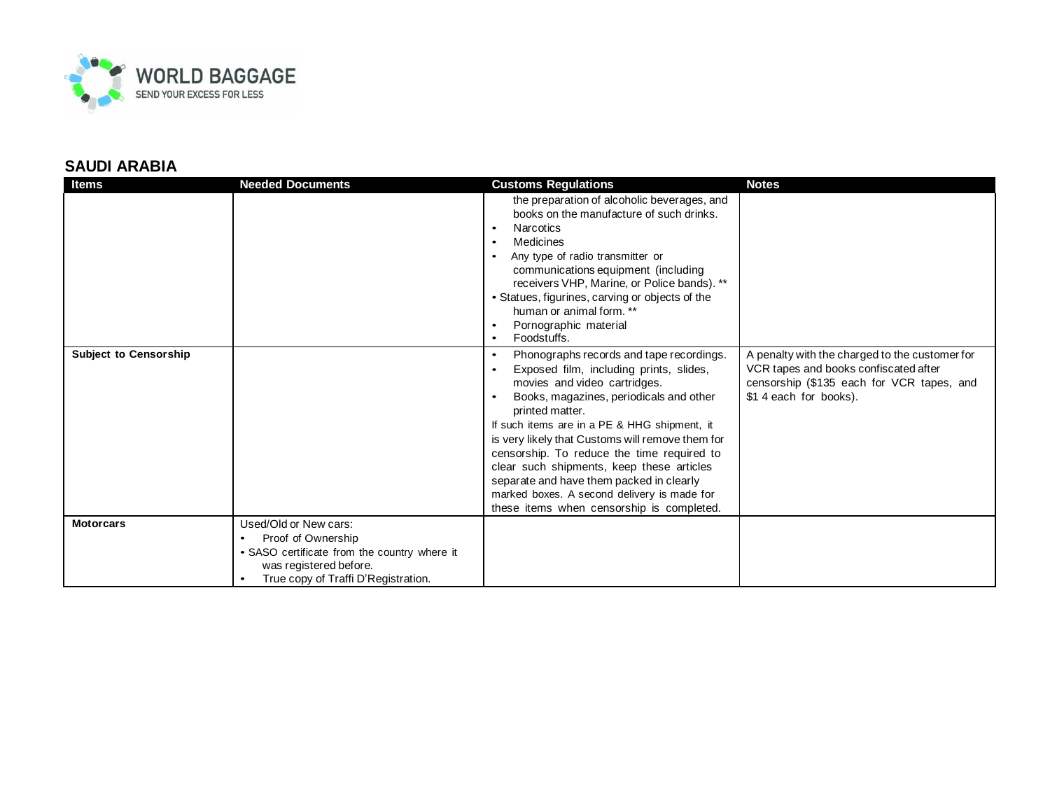## SAUDI ARABIA

| Items | Needed Documents | Customs Regulations | Notes |
|---|---|---|---|
| | | the preparation of alcoholic beverages, and books on the manufacture of such drinks.<br>• Narcotics<br>• Medicines<br>• Any type of radio transmitter or communications equipment (including receivers VHP, Marine, or Police bands). **<br>• Statues, figurines, carving or objects of the human or animal form. **<br>• Pornographic material<br>• Foodstuffs. | |
| **Subject to Censorship** | | • Phonographs records and tape recordings.<br>• Exposed film, including prints, slides, movies and video cartridges.<br>• Books, magazines, periodicals and other printed matter.<br>If such items are in a PE & HHG shipment, it is very likely that Customs will remove them for censorship. To reduce the time required to clear such shipments, keep these articles separate and have them packed in clearly marked boxes. A second delivery is made for these items when censorship is completed. | A penalty with the charged to the customer for VCR tapes and books confiscated after censorship ($135 each for VCR tapes, and $1 4 each for books). |
| **Motorcars** | Used/Old or New cars:<br>• Proof of Ownership<br>• SASO certificate from the country where it was registered before.<br>• True copy of Traffi D'Registration. | | |